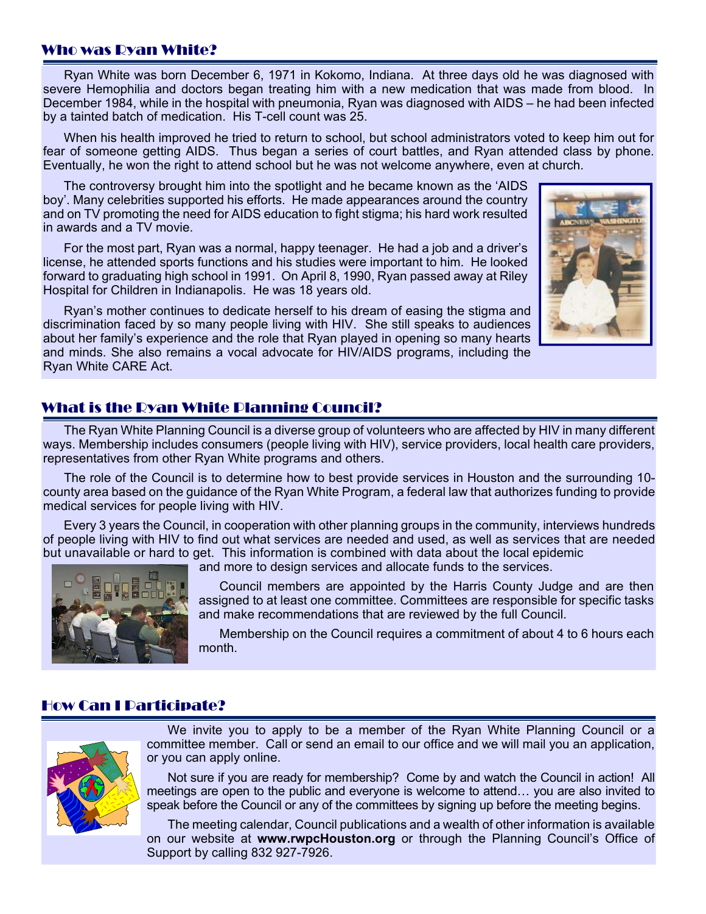## Who was Ryan White?

Ryan White was born December 6, 1971 in Kokomo, Indiana. At three days old he was diagnosed with severe Hemophilia and doctors began treating him with a new medication that was made from blood. In December 1984, while in the hospital with pneumonia, Ryan was diagnosed with AIDS – he had been infected by a tainted batch of medication. His T-cell count was 25.

When his health improved he tried to return to school, but school administrators voted to keep him out for fear of someone getting AIDS. Thus began a series of court battles, and Ryan attended class by phone. Eventually, he won the right to attend school but he was not welcome anywhere, even at church.

The controversy brought him into the spotlight and he became known as the 'AIDS boy'. Many celebrities supported his efforts. He made appearances around the country and on TV promoting the need for AIDS education to fight stigma; his hard work resulted in awards and a TV movie.

For the most part, Ryan was a normal, happy teenager. He had a job and a driver's license, he attended sports functions and his studies were important to him. He looked forward to graduating high school in 1991. On April 8, 1990, Ryan passed away at Riley Hospital for Children in Indianapolis. He was 18 years old.

Ryan's mother continues to dedicate herself to his dream of easing the stigma and discrimination faced by so many people living with HIV. She still speaks to audiences about her family's experience and the role that Ryan played in opening so many hearts and minds. She also remains a vocal advocate for HIV/AIDS programs, including the Ryan White CARE Act.

## What is the Ryan White Planning Council?

The Ryan White Planning Council is a diverse group of volunteers who are affected by HIV in many different ways. Membership includes consumers (people living with HIV), service providers, local health care providers, representatives from other Ryan White programs and others.

The role of the Council is to determine how to best provide services in Houston and the surrounding 10-county area based on the guidance of the Ryan White Program, a federal law that authorizes funding to provide medical services for people living with HIV.

Every 3 years the Council, in cooperation with other planning groups in the community, interviews hundreds of people living with HIV to find out what services are needed and used, as well as services that are needed but unavailable or hard to get. This information is combined with data about the local epidemic and more to design services and allocate funds to the services.

Council members are appointed by the Harris County Judge and are then assigned to at least one committee. Committees are responsible for specific tasks and make recommendations that are reviewed by the full Council.

Membership on the Council requires a commitment of about 4 to 6 hours each month.

## How Can I Participate?

We invite you to apply to be a member of the Ryan White Planning Council or a committee member. Call or send an email to our office and we will mail you an application, or you can apply online.

Not sure if you are ready for membership? Come by and watch the Council in action! All meetings are open to the public and everyone is welcome to attend… you are also invited to speak before the Council or any of the committees by signing up before the meeting begins.

The meeting calendar, Council publications and a wealth of other information is available on our website at **www.rwpcHouston.org** or through the Planning Council's Office of Support by calling 832 927-7926.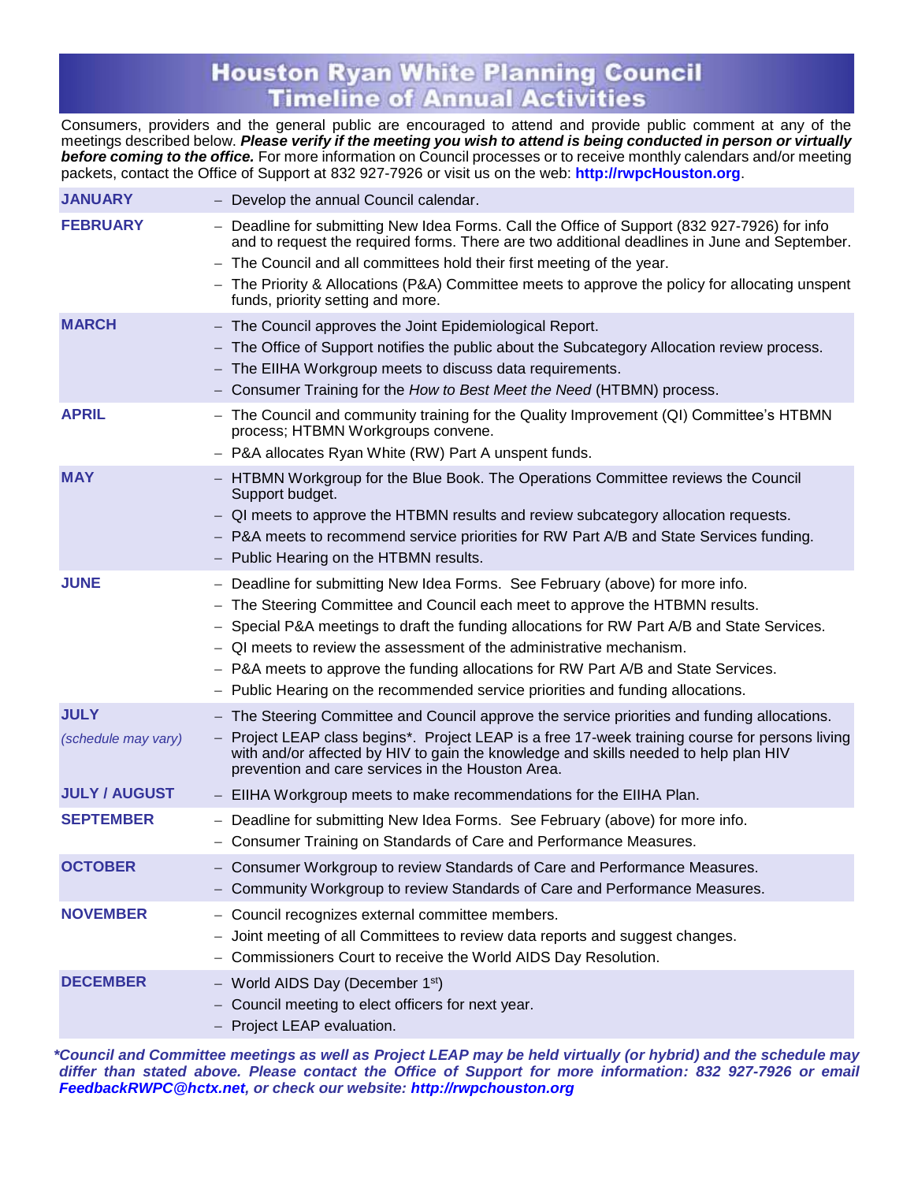# Houston Ryan White Planning Council
## Timeline of Annual Activities

Consumers, providers and the general public are encouraged to attend and provide public comment at any of the meetings described below. ***Please verify if the meeting you wish to attend is being conducted in person or virtually before coming to the office.*** For more information on Council processes or to receive monthly calendars and/or meeting packets, contact the Office of Support at 832 927-7926 or visit us on the web: **http://rwpcHouston.org**.

| | |
|---|---|
| **JANUARY** | – Develop the annual Council calendar. |
| **FEBRUARY** | – Deadline for submitting New Idea Forms. Call the Office of Support (832 927-7926) for info and to request the required forms. There are two additional deadlines in June and September.<br>– The Council and all committees hold their first meeting of the year.<br>– The Priority & Allocations (P&A) Committee meets to approve the policy for allocating unspent funds, priority setting and more. |
| **MARCH** | – The Council approves the Joint Epidemiological Report.<br>– The Office of Support notifies the public about the Subcategory Allocation review process.<br>– The EIIHA Workgroup meets to discuss data requirements.<br>– Consumer Training for the *How to Best Meet the Need* (HTBMN) process. |
| **APRIL** | – The Council and community training for the Quality Improvement (QI) Committee's HTBMN process; HTBMN Workgroups convene.<br>– P&A allocates Ryan White (RW) Part A unspent funds. |
| **MAY** | – HTBMN Workgroup for the Blue Book. The Operations Committee reviews the Council Support budget.<br>– QI meets to approve the HTBMN results and review subcategory allocation requests.<br>– P&A meets to recommend service priorities for RW Part A/B and State Services funding.<br>– Public Hearing on the HTBMN results. |
| **JUNE** | – Deadline for submitting New Idea Forms. See February (above) for more info.<br>– The Steering Committee and Council each meet to approve the HTBMN results.<br>– Special P&A meetings to draft the funding allocations for RW Part A/B and State Services.<br>– QI meets to review the assessment of the administrative mechanism.<br>– P&A meets to approve the funding allocations for RW Part A/B and State Services.<br>– Public Hearing on the recommended service priorities and funding allocations. |
| **JULY**<br>*(schedule may vary)* | – The Steering Committee and Council approve the service priorities and funding allocations.<br>– Project LEAP class begins*. Project LEAP is a free 17-week training course for persons living with and/or affected by HIV to gain the knowledge and skills needed to help plan HIV prevention and care services in the Houston Area. |
| **JULY / AUGUST** | – EIIHA Workgroup meets to make recommendations for the EIIHA Plan. |
| **SEPTEMBER** | – Deadline for submitting New Idea Forms. See February (above) for more info.<br>– Consumer Training on Standards of Care and Performance Measures. |
| **OCTOBER** | – Consumer Workgroup to review Standards of Care and Performance Measures.<br>– Community Workgroup to review Standards of Care and Performance Measures. |
| **NOVEMBER** | – Council recognizes external committee members.<br>– Joint meeting of all Committees to review data reports and suggest changes.<br>– Commissioners Court to receive the World AIDS Day Resolution. |
| **DECEMBER** | – World AIDS Day (December 1st)<br>– Council meeting to elect officers for next year.<br>– Project LEAP evaluation. |

****Council and Committee meetings as well as Project LEAP may be held virtually (or hybrid) and the schedule may differ than stated above. Please contact the Office of Support for more information: 832 927-7926 or email FeedbackRWPC@hctx.net, or check our website: http://rwpchouston.org***